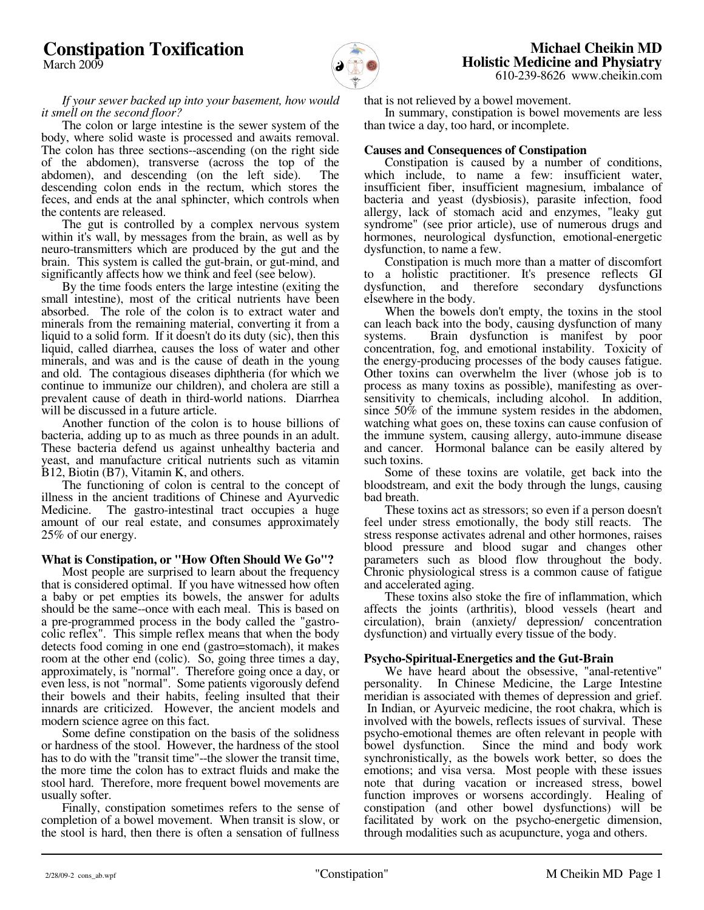# Constipation Toxification

March 2009

**Michael Cheikin MD**
**Holistic Medicine and Physiatry**
610-239-8626 www.cheikin.com

*If your sewer backed up into your basement, how would it smell on the second floor?*

The colon or large intestine is the sewer system of the body, where solid waste is processed and awaits removal. The colon has three sections--ascending (on the right side of the abdomen), transverse (across the top of the abdomen), and descending (on the left side). The descending colon ends in the rectum, which stores the feces, and ends at the anal sphincter, which controls when the contents are released.

The gut is controlled by a complex nervous system within it's wall, by messages from the brain, as well as by neuro-transmitters which are produced by the gut and the brain. This system is called the gut-brain, or gut-mind, and significantly affects how we think and feel (see below).

By the time foods enters the large intestine (exiting the small intestine), most of the critical nutrients have been absorbed. The role of the colon is to extract water and minerals from the remaining material, converting it from a liquid to a solid form. If it doesn't do its duty (sic), then this liquid, called diarrhea, causes the loss of water and other minerals, and was and is the cause of death in the young and old. The contagious diseases diphtheria (for which we continue to immunize our children), and cholera are still a prevalent cause of death in third-world nations. Diarrhea will be discussed in a future article.

Another function of the colon is to house billions of bacteria, adding up to as much as three pounds in an adult. These bacteria defend us against unhealthy bacteria and yeast, and manufacture critical nutrients such as vitamin B12, Biotin (B7), Vitamin K, and others.

The functioning of colon is central to the concept of illness in the ancient traditions of Chinese and Ayurvedic Medicine. The gastro-intestinal tract occupies a huge amount of our real estate, and consumes approximately 25% of our energy.

## What is Constipation, or "How Often Should We Go"?

Most people are surprised to learn about the frequency that is considered optimal. If you have witnessed how often a baby or pet empties its bowels, the answer for adults should be the same--once with each meal. This is based on a pre-programmed process in the body called the "gastro-colic reflex". This simple reflex means that when the body detects food coming in one end (gastro=stomach), it makes room at the other end (colic). So, going three times a day, approximately, is "normal". Therefore going once a day, or even less, is not "normal". Some patients vigorously defend their bowels and their habits, feeling insulted that their innards are criticized. However, the ancient models and modern science agree on this fact.

Some define constipation on the basis of the solidness or hardness of the stool. However, the hardness of the stool has to do with the "transit time"--the slower the transit time, the more time the colon has to extract fluids and make the stool hard. Therefore, more frequent bowel movements are usually softer.

Finally, constipation sometimes refers to the sense of completion of a bowel movement. When transit is slow, or the stool is hard, then there is often a sensation of fullness that is not relieved by a bowel movement.

In summary, constipation is bowel movements are less than twice a day, too hard, or incomplete.

## Causes and Consequences of Constipation

Constipation is caused by a number of conditions, which include, to name a few: insufficient water, insufficient fiber, insufficient magnesium, imbalance of bacteria and yeast (dysbiosis), parasite infection, food allergy, lack of stomach acid and enzymes, "leaky gut syndrome" (see prior article), use of numerous drugs and hormones, neurological dysfunction, emotional-energetic dysfunction, to name a few.

Constipation is much more than a matter of discomfort to a holistic practitioner. It's presence reflects GI dysfunction, and therefore secondary dysfunctions elsewhere in the body.

When the bowels don't empty, the toxins in the stool can leach back into the body, causing dysfunction of many systems. Brain dysfunction is manifest by poor concentration, fog, and emotional instability. Toxicity of the energy-producing processes of the body causes fatigue. Other toxins can overwhelm the liver (whose job is to process as many toxins as possible), manifesting as over-sensitivity to chemicals, including alcohol. In addition, since 50% of the immune system resides in the abdomen, watching what goes on, these toxins can cause confusion of the immune system, causing allergy, auto-immune disease and cancer. Hormonal balance can be easily altered by such toxins.

Some of these toxins are volatile, get back into the bloodstream, and exit the body through the lungs, causing bad breath.

These toxins act as stressors; so even if a person doesn't feel under stress emotionally, the body still reacts. The stress response activates adrenal and other hormones, raises blood pressure and blood sugar and changes other parameters such as blood flow throughout the body. Chronic physiological stress is a common cause of fatigue and accelerated aging.

These toxins also stoke the fire of inflammation, which affects the joints (arthritis), blood vessels (heart and circulation), brain (anxiety/ depression/ concentration dysfunction) and virtually every tissue of the body.

## Psycho-Spiritual-Energetics and the Gut-Brain

We have heard about the obsessive, "anal-retentive" personality. In Chinese Medicine, the Large Intestine meridian is associated with themes of depression and grief. In Indian, or Ayurveic medicine, the root chakra, which is involved with the bowels, reflects issues of survival. These psycho-emotional themes are often relevant in people with bowel dysfunction. Since the mind and body work synchronistically, as the bowels work better, so does the emotions; and visa versa. Most people with these issues note that during vacation or increased stress, bowel function improves or worsens accordingly. Healing of constipation (and other bowel dysfunctions) will be facilitated by work on the psycho-energetic dimension, through modalities such as acupuncture, yoga and others.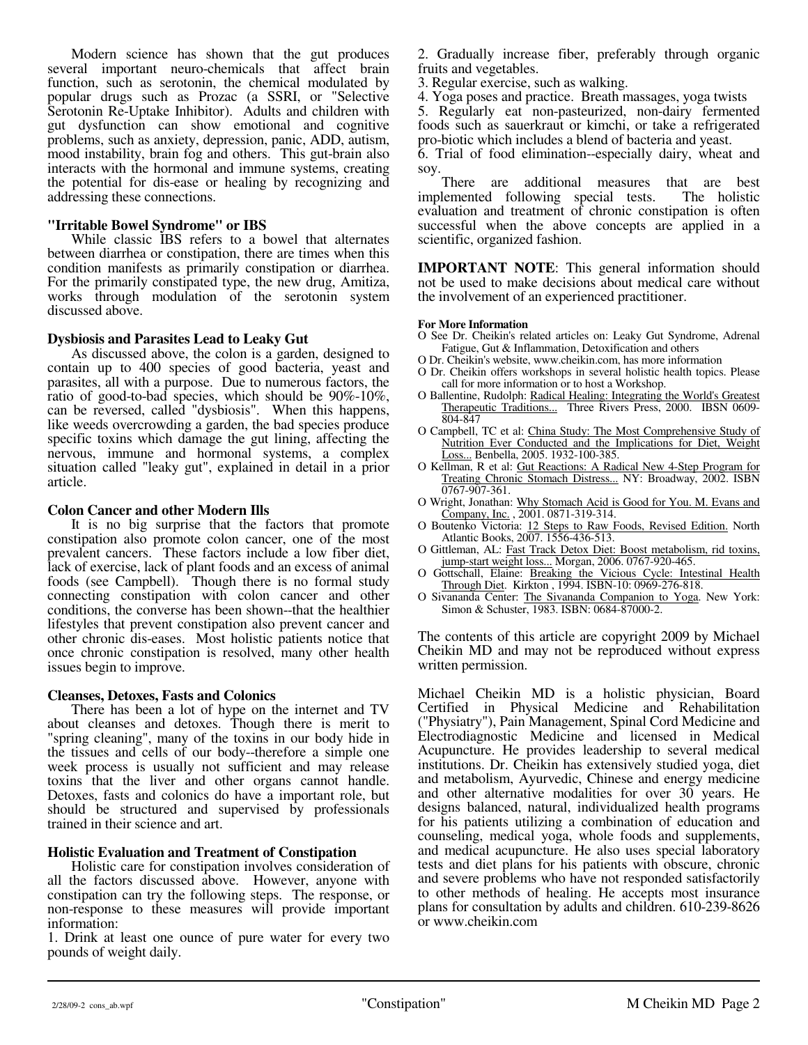Modern science has shown that the gut produces several important neuro-chemicals that affect brain function, such as serotonin, the chemical modulated by popular drugs such as Prozac (a SSRI, or "Selective Serotonin Re-Uptake Inhibitor). Adults and children with gut dysfunction can show emotional and cognitive problems, such as anxiety, depression, panic, ADD, autism, mood instability, brain fog and others. This gut-brain also interacts with the hormonal and immune systems, creating the potential for dis-ease or healing by recognizing and addressing these connections.

### "Irritable Bowel Syndrome" or IBS

While classic IBS refers to a bowel that alternates between diarrhea or constipation, there are times when this condition manifests as primarily constipation or diarrhea. For the primarily constipated type, the new drug, Amitiza, works through modulation of the serotonin system discussed above.

### Dysbiosis and Parasites Lead to Leaky Gut

As discussed above, the colon is a garden, designed to contain up to 400 species of good bacteria, yeast and parasites, all with a purpose. Due to numerous factors, the ratio of good-to-bad species, which should be 90%-10%, can be reversed, called "dysbiosis". When this happens, like weeds overcrowding a garden, the bad species produce specific toxins which damage the gut lining, affecting the nervous, immune and hormonal systems, a complex situation called "leaky gut", explained in detail in a prior article.

### Colon Cancer and other Modern Ills

It is no big surprise that the factors that promote constipation also promote colon cancer, one of the most prevalent cancers. These factors include a low fiber diet, lack of exercise, lack of plant foods and an excess of animal foods (see Campbell). Though there is no formal study connecting constipation with colon cancer and other conditions, the converse has been shown--that the healthier lifestyles that prevent constipation also prevent cancer and other chronic dis-eases. Most holistic patients notice that once chronic constipation is resolved, many other health issues begin to improve.

### Cleanses, Detoxes, Fasts and Colonics

There has been a lot of hype on the internet and TV about cleanses and detoxes. Though there is merit to "spring cleaning", many of the toxins in our body hide in the tissues and cells of our body--therefore a simple one week process is usually not sufficient and may release toxins that the liver and other organs cannot handle. Detoxes, fasts and colonics do have a important role, but should be structured and supervised by professionals trained in their science and art.

### Holistic Evaluation and Treatment of Constipation

Holistic care for constipation involves consideration of all the factors discussed above. However, anyone with constipation can try the following steps. The response, or non-response to these measures will provide important information:

1. Drink at least one ounce of pure water for every two pounds of weight daily.
2. Gradually increase fiber, preferably through organic fruits and vegetables.
3. Regular exercise, such as walking.
4. Yoga poses and practice. Breath massages, yoga twists
5. Regularly eat non-pasteurized, non-dairy fermented foods such as sauerkraut or kimchi, or take a refrigerated pro-biotic which includes a blend of bacteria and yeast.
6. Trial of food elimination--especially dairy, wheat and soy.

There are additional measures that are best implemented following special tests. The holistic evaluation and treatment of chronic constipation is often successful when the above concepts are applied in a scientific, organized fashion.

**IMPORTANT NOTE**: This general information should not be used to make decisions about medical care without the involvement of an experienced practitioner.

#### For More Information

- See Dr. Cheikin's related articles on: Leaky Gut Syndrome, Adrenal Fatigue, Gut & Inflammation, Detoxification and others
- Dr. Cheikin's website, www.cheikin.com, has more information
- Dr. Cheikin offers workshops in several holistic health topics. Please call for more information or to host a Workshop.
- Ballentine, Rudolph: Radical Healing: Integrating the World's Greatest Therapeutic Traditions... Three Rivers Press, 2000. IBSN 0609-804-847
- Campbell, TC et al: China Study: The Most Comprehensive Study of Nutrition Ever Conducted and the Implications for Diet, Weight Loss... Benbella, 2005. 1932-100-385.
- Kellman, R et al: Gut Reactions: A Radical New 4-Step Program for Treating Chronic Stomach Distress... NY: Broadway, 2002. ISBN 0767-907-361.
- Wright, Jonathan: Why Stomach Acid is Good for You. M. Evans and Company, Inc. , 2001. 0871-319-314.
- Boutenko Victoria: 12 Steps to Raw Foods, Revised Edition. North Atlantic Books, 2007. 1556-436-513.
- Gittleman, AL: Fast Track Detox Diet: Boost metabolism, rid toxins, jump-start weight loss... Morgan, 2006. 0767-920-465.
- Gottschall, Elaine: Breaking the Vicious Cycle: Intestinal Health Through Diet. Kirkton , 1994. ISBN-10: 0969-276-818.
- Sivananda Center: The Sivananda Companion to Yoga. New York: Simon & Schuster, 1983. ISBN: 0684-87000-2.

The contents of this article are copyright 2009 by Michael Cheikin MD and may not be reproduced without express written permission.

Michael Cheikin MD is a holistic physician, Board Certified in Physical Medicine and Rehabilitation ("Physiatry"), Pain Management, Spinal Cord Medicine and Electrodiagnostic Medicine and licensed in Medical Acupuncture. He provides leadership to several medical institutions. Dr. Cheikin has extensively studied yoga, diet and metabolism, Ayurvedic, Chinese and energy medicine and other alternative modalities for over 30 years. He designs balanced, natural, individualized health programs for his patients utilizing a combination of education and counseling, medical yoga, whole foods and supplements, and medical acupuncture. He also uses special laboratory tests and diet plans for his patients with obscure, chronic and severe problems who have not responded satisfactorily to other methods of healing. He accepts most insurance plans for consultation by adults and children. 610-239-8626 or www.cheikin.com